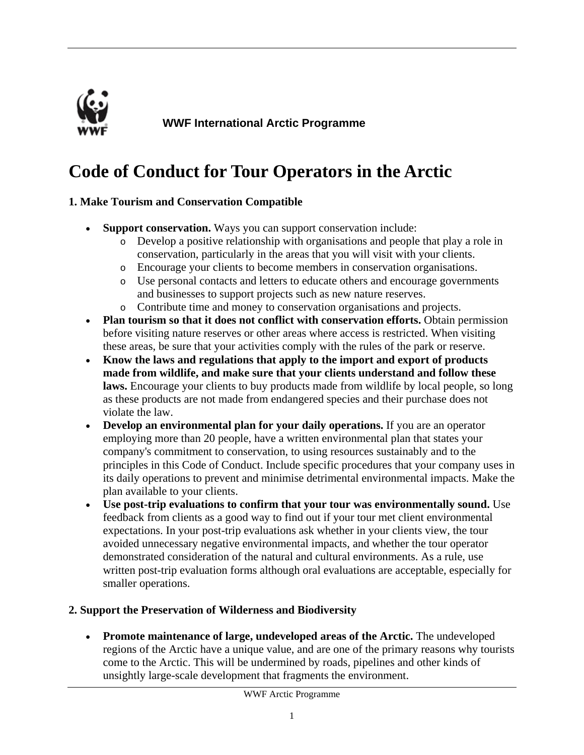WWF International Arctic Programme

# Code of Conduct for Tour Operators in the Arctic

### 1. Make Tourism and Conservation Compatible

- **Support conservation.** Ways you can support conservation include:
  - Develop a positive relationship with organisations and people that play a role in conservation, particularly in the areas that you will visit with your clients.
  - Encourage your clients to become members in conservation organisations.
  - Use personal contacts and letters to educate others and encourage governments and businesses to support projects such as new nature reserves.
  - Contribute time and money to conservation organisations and projects.
- **Plan tourism so that it does not conflict with conservation efforts.** Obtain permission before visiting nature reserves or other areas where access is restricted. When visiting these areas, be sure that your activities comply with the rules of the park or reserve.
- **Know the laws and regulations that apply to the import and export of products made from wildlife, and make sure that your clients understand and follow these laws.** Encourage your clients to buy products made from wildlife by local people, so long as these products are not made from endangered species and their purchase does not violate the law.
- **Develop an environmental plan for your daily operations.** If you are an operator employing more than 20 people, have a written environmental plan that states your company's commitment to conservation, to using resources sustainably and to the principles in this Code of Conduct. Include specific procedures that your company uses in its daily operations to prevent and minimise detrimental environmental impacts. Make the plan available to your clients.
- **Use post-trip evaluations to confirm that your tour was environmentally sound.** Use feedback from clients as a good way to find out if your tour met client environmental expectations. In your post-trip evaluations ask whether in your clients view, the tour avoided unnecessary negative environmental impacts, and whether the tour operator demonstrated consideration of the natural and cultural environments. As a rule, use written post-trip evaluation forms although oral evaluations are acceptable, especially for smaller operations.

### 2. Support the Preservation of Wilderness and Biodiversity

- **Promote maintenance of large, undeveloped areas of the Arctic.** The undeveloped regions of the Arctic have a unique value, and are one of the primary reasons why tourists come to the Arctic. This will be undermined by roads, pipelines and other kinds of unsightly large-scale development that fragments the environment.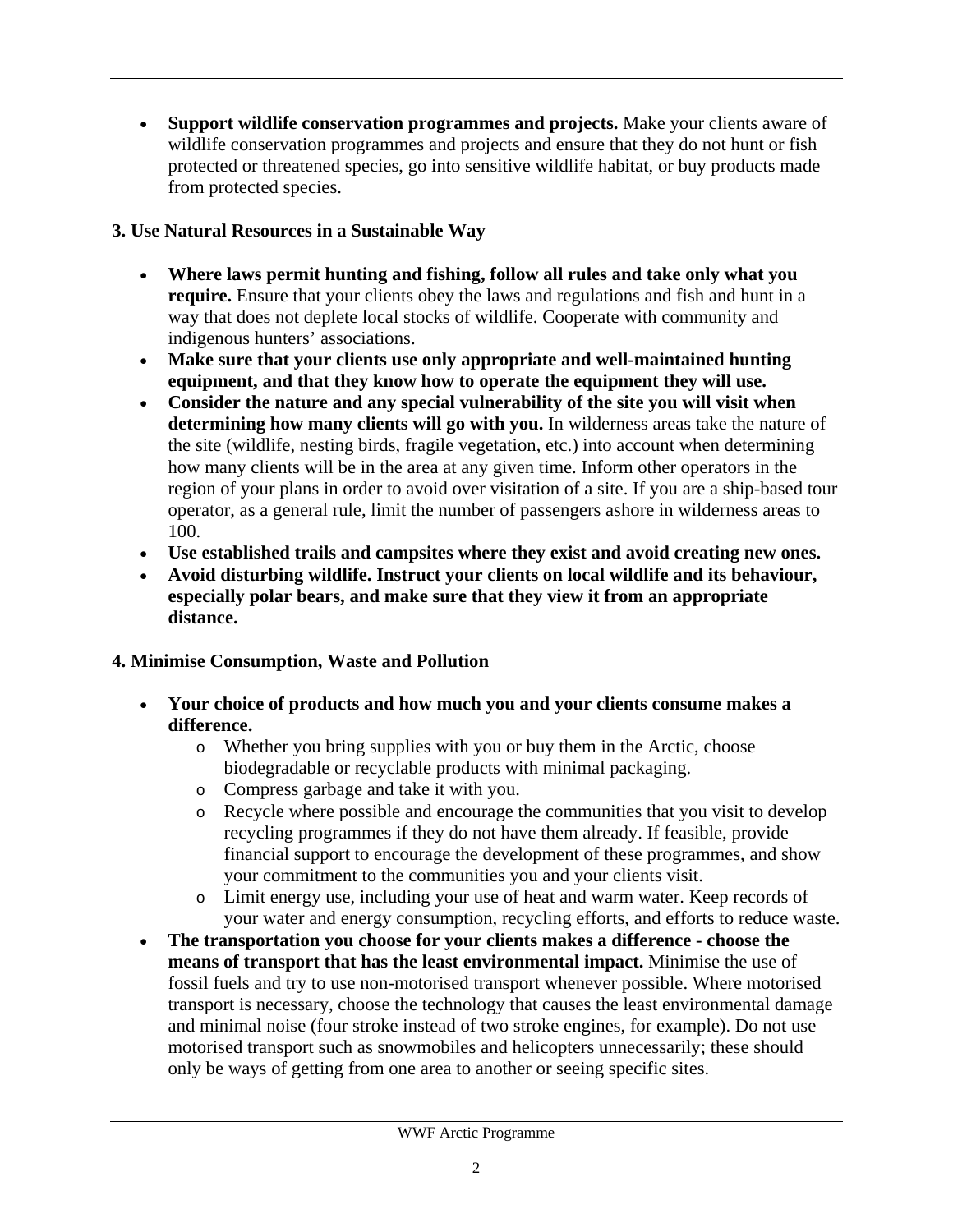- **Support wildlife conservation programmes and projects.** Make your clients aware of wildlife conservation programmes and projects and ensure that they do not hunt or fish protected or threatened species, go into sensitive wildlife habitat, or buy products made from protected species.

### 3. Use Natural Resources in a Sustainable Way

- **Where laws permit hunting and fishing, follow all rules and take only what you require.** Ensure that your clients obey the laws and regulations and fish and hunt in a way that does not deplete local stocks of wildlife. Cooperate with community and indigenous hunters' associations.
- **Make sure that your clients use only appropriate and well-maintained hunting equipment, and that they know how to operate the equipment they will use.**
- **Consider the nature and any special vulnerability of the site you will visit when determining how many clients will go with you.** In wilderness areas take the nature of the site (wildlife, nesting birds, fragile vegetation, etc.) into account when determining how many clients will be in the area at any given time. Inform other operators in the region of your plans in order to avoid over visitation of a site. If you are a ship-based tour operator, as a general rule, limit the number of passengers ashore in wilderness areas to 100.
- **Use established trails and campsites where they exist and avoid creating new ones.**
- **Avoid disturbing wildlife. Instruct your clients on local wildlife and its behaviour, especially polar bears, and make sure that they view it from an appropriate distance.**

### 4. Minimise Consumption, Waste and Pollution

- **Your choice of products and how much you and your clients consume makes a difference.**
  - Whether you bring supplies with you or buy them in the Arctic, choose biodegradable or recyclable products with minimal packaging.
  - Compress garbage and take it with you.
  - Recycle where possible and encourage the communities that you visit to develop recycling programmes if they do not have them already. If feasible, provide financial support to encourage the development of these programmes, and show your commitment to the communities you and your clients visit.
  - Limit energy use, including your use of heat and warm water. Keep records of your water and energy consumption, recycling efforts, and efforts to reduce waste.
- **The transportation you choose for your clients makes a difference - choose the means of transport that has the least environmental impact.** Minimise the use of fossil fuels and try to use non-motorised transport whenever possible. Where motorised transport is necessary, choose the technology that causes the least environmental damage and minimal noise (four stroke instead of two stroke engines, for example). Do not use motorised transport such as snowmobiles and helicopters unnecessarily; these should only be ways of getting from one area to another or seeing specific sites.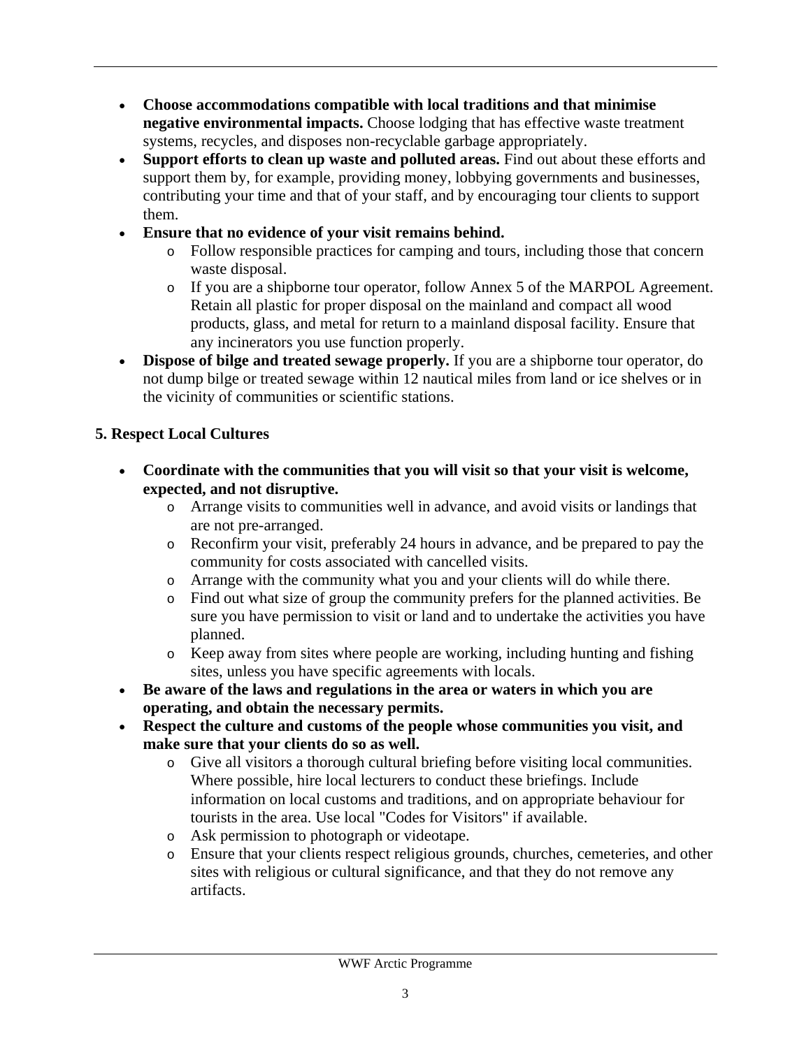- **Choose accommodations compatible with local traditions and that minimise negative environmental impacts.** Choose lodging that has effective waste treatment systems, recycles, and disposes non-recyclable garbage appropriately.
- **Support efforts to clean up waste and polluted areas.** Find out about these efforts and support them by, for example, providing money, lobbying governments and businesses, contributing your time and that of your staff, and by encouraging tour clients to support them.
- **Ensure that no evidence of your visit remains behind.**
  - Follow responsible practices for camping and tours, including those that concern waste disposal.
  - If you are a shipborne tour operator, follow Annex 5 of the MARPOL Agreement. Retain all plastic for proper disposal on the mainland and compact all wood products, glass, and metal for return to a mainland disposal facility. Ensure that any incinerators you use function properly.
- **Dispose of bilge and treated sewage properly.** If you are a shipborne tour operator, do not dump bilge or treated sewage within 12 nautical miles from land or ice shelves or in the vicinity of communities or scientific stations.

### 5. Respect Local Cultures

- **Coordinate with the communities that you will visit so that your visit is welcome, expected, and not disruptive.**
  - Arrange visits to communities well in advance, and avoid visits or landings that are not pre-arranged.
  - Reconfirm your visit, preferably 24 hours in advance, and be prepared to pay the community for costs associated with cancelled visits.
  - Arrange with the community what you and your clients will do while there.
  - Find out what size of group the community prefers for the planned activities. Be sure you have permission to visit or land and to undertake the activities you have planned.
  - Keep away from sites where people are working, including hunting and fishing sites, unless you have specific agreements with locals.
- **Be aware of the laws and regulations in the area or waters in which you are operating, and obtain the necessary permits.**
- **Respect the culture and customs of the people whose communities you visit, and make sure that your clients do so as well.**
  - Give all visitors a thorough cultural briefing before visiting local communities. Where possible, hire local lecturers to conduct these briefings. Include information on local customs and traditions, and on appropriate behaviour for tourists in the area. Use local "Codes for Visitors" if available.
  - Ask permission to photograph or videotape.
  - Ensure that your clients respect religious grounds, churches, cemeteries, and other sites with religious or cultural significance, and that they do not remove any artifacts.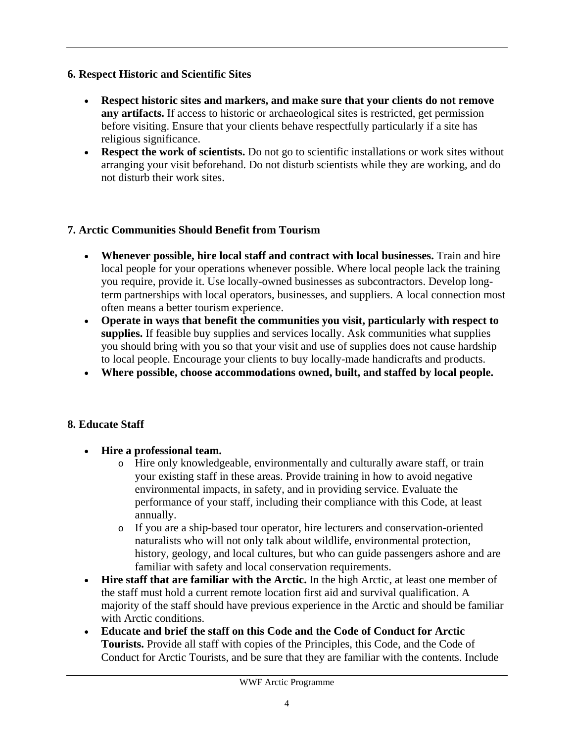### 6. Respect Historic and Scientific Sites

- **Respect historic sites and markers, and make sure that your clients do not remove any artifacts.** If access to historic or archaeological sites is restricted, get permission before visiting. Ensure that your clients behave respectfully particularly if a site has religious significance.
- **Respect the work of scientists.** Do not go to scientific installations or work sites without arranging your visit beforehand. Do not disturb scientists while they are working, and do not disturb their work sites.

### 7. Arctic Communities Should Benefit from Tourism

- **Whenever possible, hire local staff and contract with local businesses.** Train and hire local people for your operations whenever possible. Where local people lack the training you require, provide it. Use locally-owned businesses as subcontractors. Develop long-term partnerships with local operators, businesses, and suppliers. A local connection most often means a better tourism experience.
- **Operate in ways that benefit the communities you visit, particularly with respect to supplies.** If feasible buy supplies and services locally. Ask communities what supplies you should bring with you so that your visit and use of supplies does not cause hardship to local people. Encourage your clients to buy locally-made handicrafts and products.
- **Where possible, choose accommodations owned, built, and staffed by local people.**

### 8. Educate Staff

- **Hire a professional team.**
  - Hire only knowledgeable, environmentally and culturally aware staff, or train your existing staff in these areas. Provide training in how to avoid negative environmental impacts, in safety, and in providing service. Evaluate the performance of your staff, including their compliance with this Code, at least annually.
  - If you are a ship-based tour operator, hire lecturers and conservation-oriented naturalists who will not only talk about wildlife, environmental protection, history, geology, and local cultures, but who can guide passengers ashore and are familiar with safety and local conservation requirements.
- **Hire staff that are familiar with the Arctic.** In the high Arctic, at least one member of the staff must hold a current remote location first aid and survival qualification. A majority of the staff should have previous experience in the Arctic and should be familiar with Arctic conditions.
- **Educate and brief the staff on this Code and the Code of Conduct for Arctic Tourists.** Provide all staff with copies of the Principles, this Code, and the Code of Conduct for Arctic Tourists, and be sure that they are familiar with the contents. Include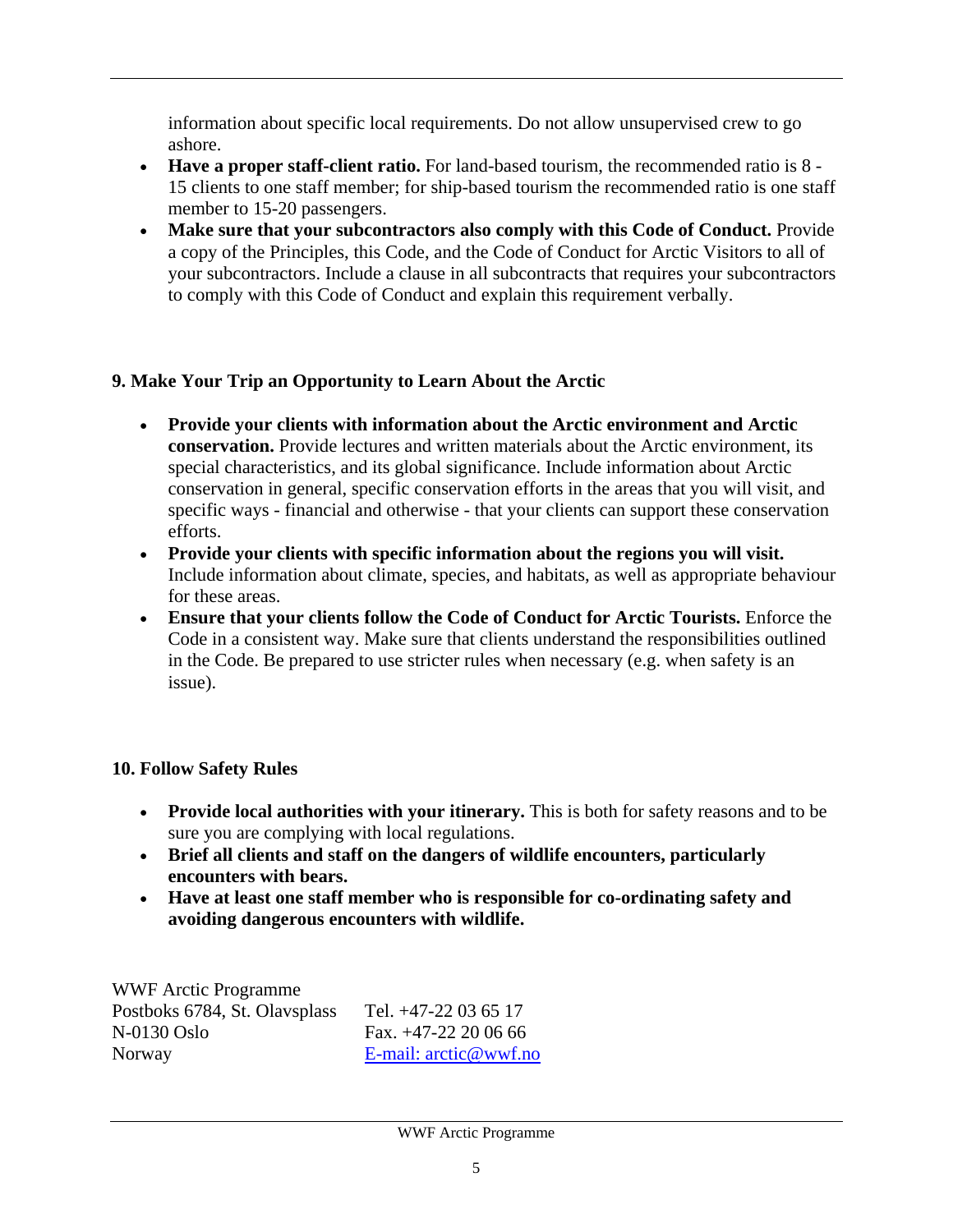information about specific local requirements. Do not allow unsupervised crew to go ashore.

- **Have a proper staff-client ratio.** For land-based tourism, the recommended ratio is 8 - 15 clients to one staff member; for ship-based tourism the recommended ratio is one staff member to 15-20 passengers.
- **Make sure that your subcontractors also comply with this Code of Conduct.** Provide a copy of the Principles, this Code, and the Code of Conduct for Arctic Visitors to all of your subcontractors. Include a clause in all subcontracts that requires your subcontractors to comply with this Code of Conduct and explain this requirement verbally.

### 9. Make Your Trip an Opportunity to Learn About the Arctic

- **Provide your clients with information about the Arctic environment and Arctic conservation.** Provide lectures and written materials about the Arctic environment, its special characteristics, and its global significance. Include information about Arctic conservation in general, specific conservation efforts in the areas that you will visit, and specific ways - financial and otherwise - that your clients can support these conservation efforts.
- **Provide your clients with specific information about the regions you will visit.** Include information about climate, species, and habitats, as well as appropriate behaviour for these areas.
- **Ensure that your clients follow the Code of Conduct for Arctic Tourists.** Enforce the Code in a consistent way. Make sure that clients understand the responsibilities outlined in the Code. Be prepared to use stricter rules when necessary (e.g. when safety is an issue).

### 10. Follow Safety Rules

- **Provide local authorities with your itinerary.** This is both for safety reasons and to be sure you are complying with local regulations.
- **Brief all clients and staff on the dangers of wildlife encounters, particularly encounters with bears.**
- **Have at least one staff member who is responsible for co-ordinating safety and avoiding dangerous encounters with wildlife.**

WWF Arctic Programme
Postboks 6784, St. Olavsplass
N-0130 Oslo
Norway

Tel. +47-22 03 65 17
Fax. +47-22 20 06 66
E-mail: arctic@wwf.no